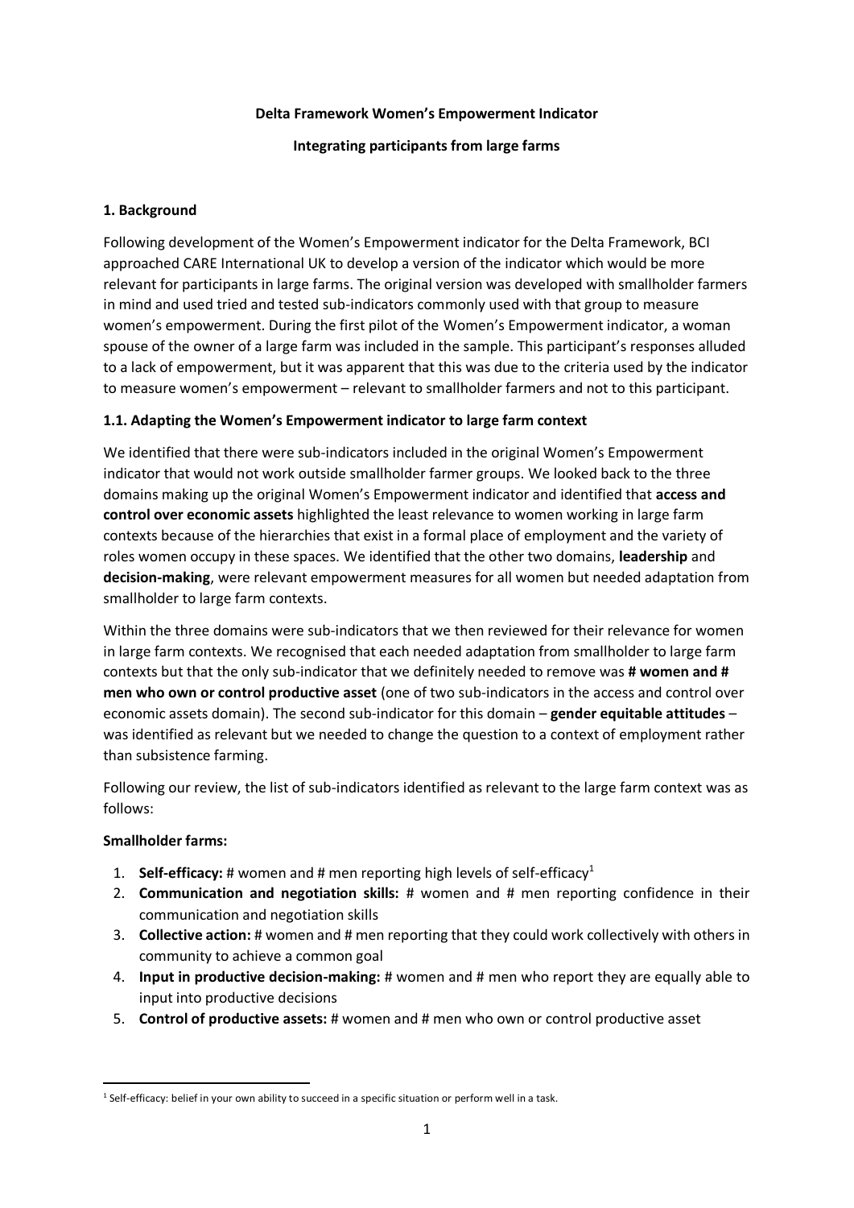**Delta Framework Women's Empowerment Indicator**

**Integrating participants from large farms**

## 1. Background

Following development of the Women's Empowerment indicator for the Delta Framework, BCI approached CARE International UK to develop a version of the indicator which would be more relevant for participants in large farms. The original version was developed with smallholder farmers in mind and used tried and tested sub-indicators commonly used with that group to measure women's empowerment. During the first pilot of the Women's Empowerment indicator, a woman spouse of the owner of a large farm was included in the sample. This participant's responses alluded to a lack of empowerment, but it was apparent that this was due to the criteria used by the indicator to measure women's empowerment – relevant to smallholder farmers and not to this participant.

### 1.1. Adapting the Women's Empowerment indicator to large farm context

We identified that there were sub-indicators included in the original Women's Empowerment indicator that would not work outside smallholder farmer groups. We looked back to the three domains making up the original Women's Empowerment indicator and identified that **access and control over economic assets** highlighted the least relevance to women working in large farm contexts because of the hierarchies that exist in a formal place of employment and the variety of roles women occupy in these spaces. We identified that the other two domains, **leadership** and **decision-making**, were relevant empowerment measures for all women but needed adaptation from smallholder to large farm contexts.

Within the three domains were sub-indicators that we then reviewed for their relevance for women in large farm contexts. We recognised that each needed adaptation from smallholder to large farm contexts but that the only sub-indicator that we definitely needed to remove was **# women and # men who own or control productive asset** (one of two sub-indicators in the access and control over economic assets domain). The second sub-indicator for this domain – **gender equitable attitudes** – was identified as relevant but we needed to change the question to a context of employment rather than subsistence farming.

Following our review, the list of sub-indicators identified as relevant to the large farm context was as follows:

**Smallholder farms:**

1. **Self-efficacy:** # women and # men reporting high levels of self-efficacy[1]
2. **Communication and negotiation skills:** # women and # men reporting confidence in their communication and negotiation skills
3. **Collective action:** # women and # men reporting that they could work collectively with others in community to achieve a common goal
4. **Input in productive decision-making:** # women and # men who report they are equally able to input into productive decisions
5. **Control of productive assets:** # women and # men who own or control productive asset

[1] Self-efficacy: belief in your own ability to succeed in a specific situation or perform well in a task.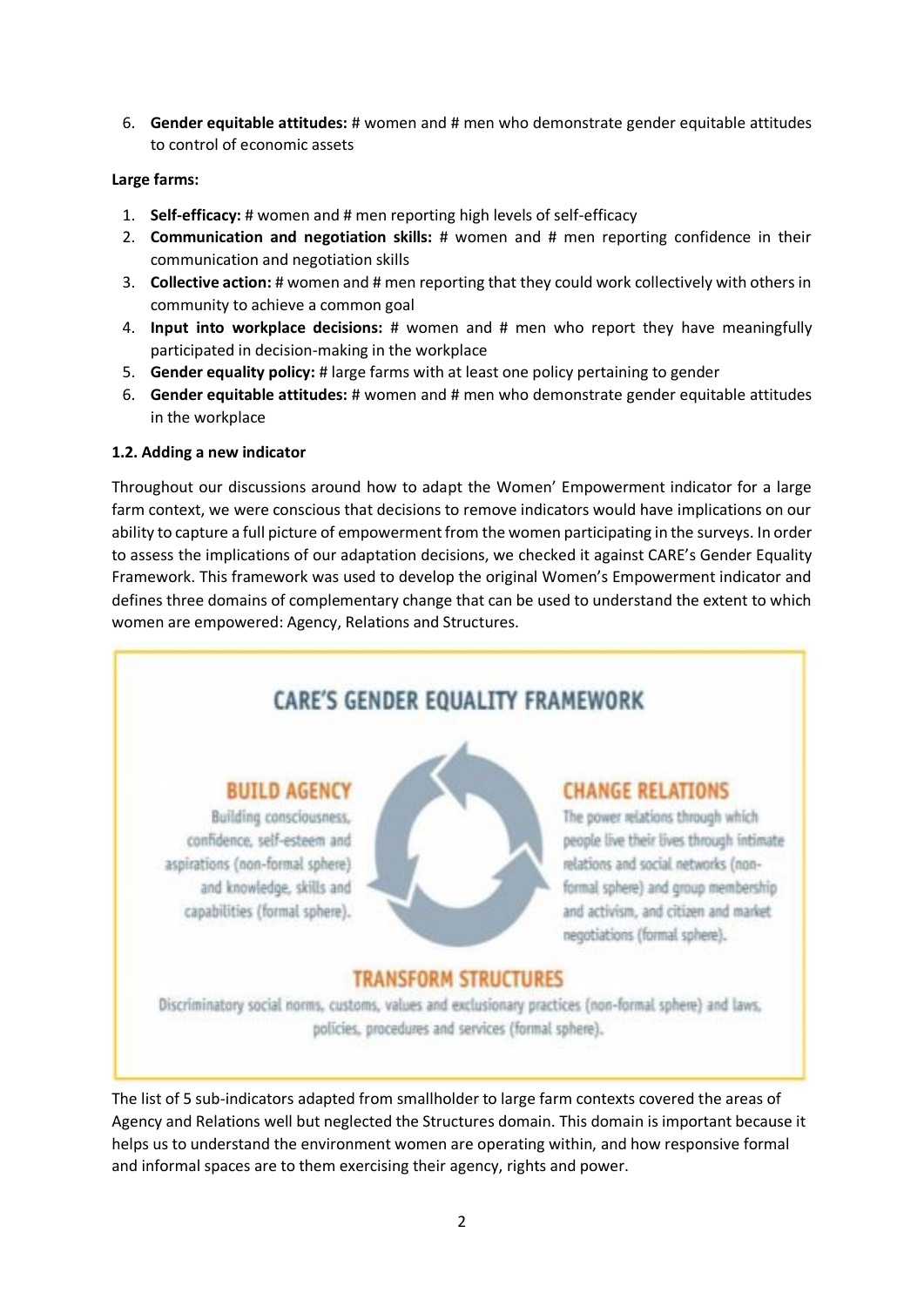6. **Gender equitable attitudes:** # women and # men who demonstrate gender equitable attitudes to control of economic assets

**Large farms:**

1. **Self-efficacy:** # women and # men reporting high levels of self-efficacy
2. **Communication and negotiation skills:** # women and # men reporting confidence in their communication and negotiation skills
3. **Collective action:** # women and # men reporting that they could work collectively with others in community to achieve a common goal
4. **Input into workplace decisions:** # women and # men who report they have meaningfully participated in decision-making in the workplace
5. **Gender equality policy:** # large farms with at least one policy pertaining to gender
6. **Gender equitable attitudes:** # women and # men who demonstrate gender equitable attitudes in the workplace

**1.2. Adding a new indicator**

Throughout our discussions around how to adapt the Women' Empowerment indicator for a large farm context, we were conscious that decisions to remove indicators would have implications on our ability to capture a full picture of empowerment from the women participating in the surveys. In order to assess the implications of our adaptation decisions, we checked it against CARE's Gender Equality Framework. This framework was used to develop the original Women's Empowerment indicator and defines three domains of complementary change that can be used to understand the extent to which women are empowered: Agency, Relations and Structures.

**CARE'S GENDER EQUALITY FRAMEWORK**

**BUILD AGENCY**
Building consciousness, confidence, self-esteem and aspirations (non-formal sphere) and knowledge, skills and capabilities (formal sphere).

**CHANGE RELATIONS**
The power relations through which people live their lives through intimate relations and social networks (non-formal sphere) and group membership and activism, and citizen and market negotiations (formal sphere).

**TRANSFORM STRUCTURES**
Discriminatory social norms, customs, values and exclusionary practices (non-formal sphere) and laws, policies, procedures and services (formal sphere).

The list of 5 sub-indicators adapted from smallholder to large farm contexts covered the areas of Agency and Relations well but neglected the Structures domain. This domain is important because it helps us to understand the environment women are operating within, and how responsive formal and informal spaces are to them exercising their agency, rights and power.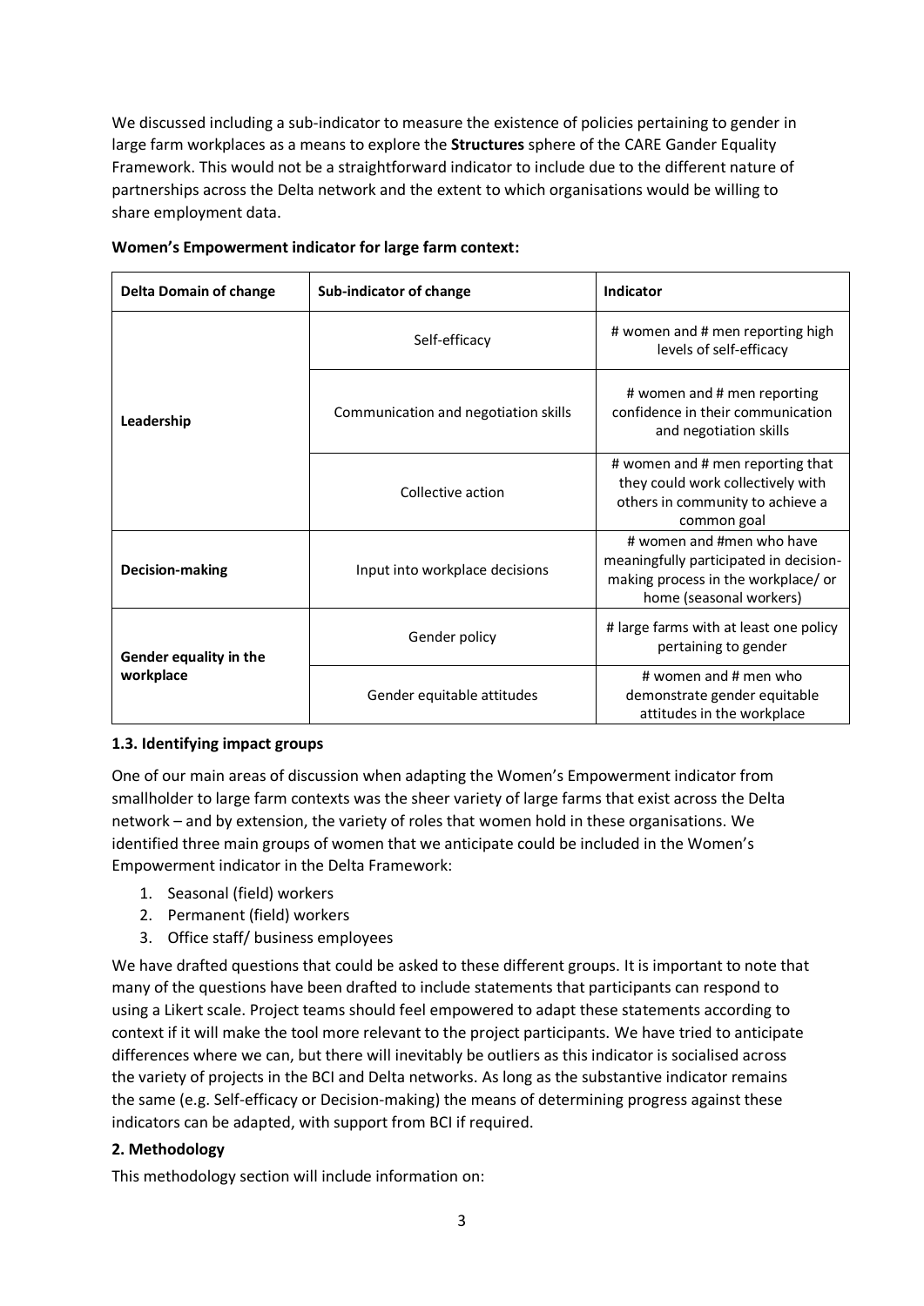We discussed including a sub-indicator to measure the existence of policies pertaining to gender in large farm workplaces as a means to explore the **Structures** sphere of the CARE Gander Equality Framework. This would not be a straightforward indicator to include due to the different nature of partnerships across the Delta network and the extent to which organisations would be willing to share employment data.

**Women's Empowerment indicator for large farm context:**

| Delta Domain of change | Sub-indicator of change | Indicator |
|---|---|---|
| **Leadership** | Self-efficacy | # women and # men reporting high levels of self-efficacy |
| | Communication and negotiation skills | # women and # men reporting confidence in their communication and negotiation skills |
| | Collective action | # women and # men reporting that they could work collectively with others in community to achieve a common goal |
| **Decision-making** | Input into workplace decisions | # women and #men who have meaningfully participated in decision-making process in the workplace/ or home (seasonal workers) |
| **Gender equality in the workplace** | Gender policy | # large farms with at least one policy pertaining to gender |
| | Gender equitable attitudes | # women and # men who demonstrate gender equitable attitudes in the workplace |

### 1.3. Identifying impact groups

One of our main areas of discussion when adapting the Women's Empowerment indicator from smallholder to large farm contexts was the sheer variety of large farms that exist across the Delta network – and by extension, the variety of roles that women hold in these organisations. We identified three main groups of women that we anticipate could be included in the Women's Empowerment indicator in the Delta Framework:

1. Seasonal (field) workers
2. Permanent (field) workers
3. Office staff/ business employees

We have drafted questions that could be asked to these different groups. It is important to note that many of the questions have been drafted to include statements that participants can respond to using a Likert scale. Project teams should feel empowered to adapt these statements according to context if it will make the tool more relevant to the project participants. We have tried to anticipate differences where we can, but there will inevitably be outliers as this indicator is socialised across the variety of projects in the BCI and Delta networks. As long as the substantive indicator remains the same (e.g. Self-efficacy or Decision-making) the means of determining progress against these indicators can be adapted, with support from BCI if required.

## 2. Methodology

This methodology section will include information on: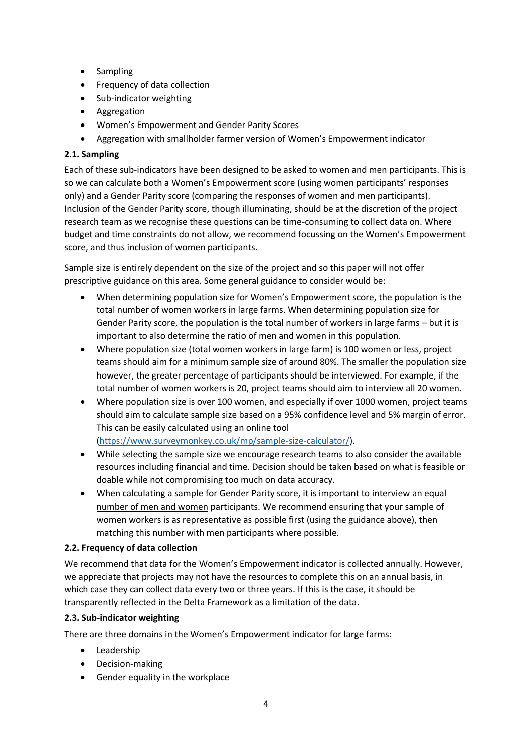- Sampling
- Frequency of data collection
- Sub-indicator weighting
- Aggregation
- Women's Empowerment and Gender Parity Scores
- Aggregation with smallholder farmer version of Women's Empowerment indicator

### 2.1. Sampling

Each of these sub-indicators have been designed to be asked to women and men participants. This is so we can calculate both a Women's Empowerment score (using women participants' responses only) and a Gender Parity score (comparing the responses of women and men participants). Inclusion of the Gender Parity score, though illuminating, should be at the discretion of the project research team as we recognise these questions can be time-consuming to collect data on. Where budget and time constraints do not allow, we recommend focussing on the Women's Empowerment score, and thus inclusion of women participants.

Sample size is entirely dependent on the size of the project and so this paper will not offer prescriptive guidance on this area. Some general guidance to consider would be:

- When determining population size for Women's Empowerment score, the population is the total number of women workers in large farms. When determining population size for Gender Parity score, the population is the total number of workers in large farms – but it is important to also determine the ratio of men and women in this population.
- Where population size (total women workers in large farm) is 100 women or less, project teams should aim for a minimum sample size of around 80%. The smaller the population size however, the greater percentage of participants should be interviewed. For example, if the total number of women workers is 20, project teams should aim to interview all 20 women.
- Where population size is over 100 women, and especially if over 1000 women, project teams should aim to calculate sample size based on a 95% confidence level and 5% margin of error. This can be easily calculated using an online tool (https://www.surveymonkey.co.uk/mp/sample-size-calculator/).
- While selecting the sample size we encourage research teams to also consider the available resources including financial and time. Decision should be taken based on what is feasible or doable while not compromising too much on data accuracy.
- When calculating a sample for Gender Parity score, it is important to interview an equal number of men and women participants. We recommend ensuring that your sample of women workers is as representative as possible first (using the guidance above), then matching this number with men participants where possible.

### 2.2. Frequency of data collection

We recommend that data for the Women's Empowerment indicator is collected annually. However, we appreciate that projects may not have the resources to complete this on an annual basis, in which case they can collect data every two or three years. If this is the case, it should be transparently reflected in the Delta Framework as a limitation of the data.

### 2.3. Sub-indicator weighting

There are three domains in the Women's Empowerment indicator for large farms:

- Leadership
- Decision-making
- Gender equality in the workplace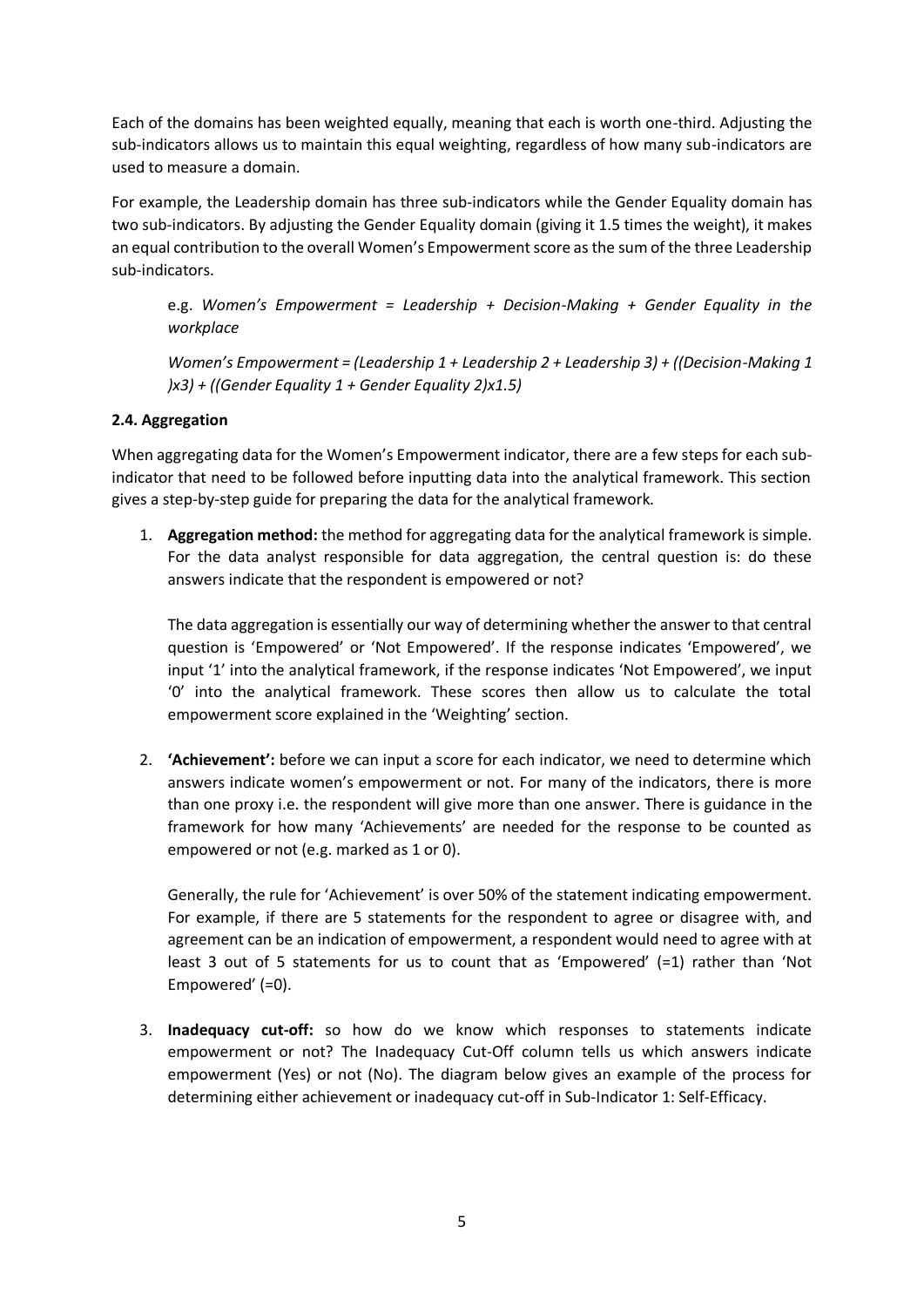Each of the domains has been weighted equally, meaning that each is worth one-third. Adjusting the sub-indicators allows us to maintain this equal weighting, regardless of how many sub-indicators are used to measure a domain.

For example, the Leadership domain has three sub-indicators while the Gender Equality domain has two sub-indicators. By adjusting the Gender Equality domain (giving it 1.5 times the weight), it makes an equal contribution to the overall Women's Empowerment score as the sum of the three Leadership sub-indicators.

> e.g. *Women's Empowerment = Leadership + Decision-Making + Gender Equality in the workplace*
>
> *Women's Empowerment = (Leadership 1 + Leadership 2 + Leadership 3) + ((Decision-Making 1 )x3) + ((Gender Equality 1 + Gender Equality 2)x1.5)*

### 2.4. Aggregation

When aggregating data for the Women's Empowerment indicator, there are a few steps for each sub-indicator that need to be followed before inputting data into the analytical framework. This section gives a step-by-step guide for preparing the data for the analytical framework.

1. **Aggregation method:** the method for aggregating data for the analytical framework is simple. For the data analyst responsible for data aggregation, the central question is: do these answers indicate that the respondent is empowered or not?

   The data aggregation is essentially our way of determining whether the answer to that central question is 'Empowered' or 'Not Empowered'. If the response indicates 'Empowered', we input '1' into the analytical framework, if the response indicates 'Not Empowered', we input '0' into the analytical framework. These scores then allow us to calculate the total empowerment score explained in the 'Weighting' section.

2. **'Achievement':** before we can input a score for each indicator, we need to determine which answers indicate women's empowerment or not. For many of the indicators, there is more than one proxy i.e. the respondent will give more than one answer. There is guidance in the framework for how many 'Achievements' are needed for the response to be counted as empowered or not (e.g. marked as 1 or 0).

   Generally, the rule for 'Achievement' is over 50% of the statement indicating empowerment. For example, if there are 5 statements for the respondent to agree or disagree with, and agreement can be an indication of empowerment, a respondent would need to agree with at least 3 out of 5 statements for us to count that as 'Empowered' (=1) rather than 'Not Empowered' (=0).

3. **Inadequacy cut-off:** so how do we know which responses to statements indicate empowerment or not? The Inadequacy Cut-Off column tells us which answers indicate empowerment (Yes) or not (No). The diagram below gives an example of the process for determining either achievement or inadequacy cut-off in Sub-Indicator 1: Self-Efficacy.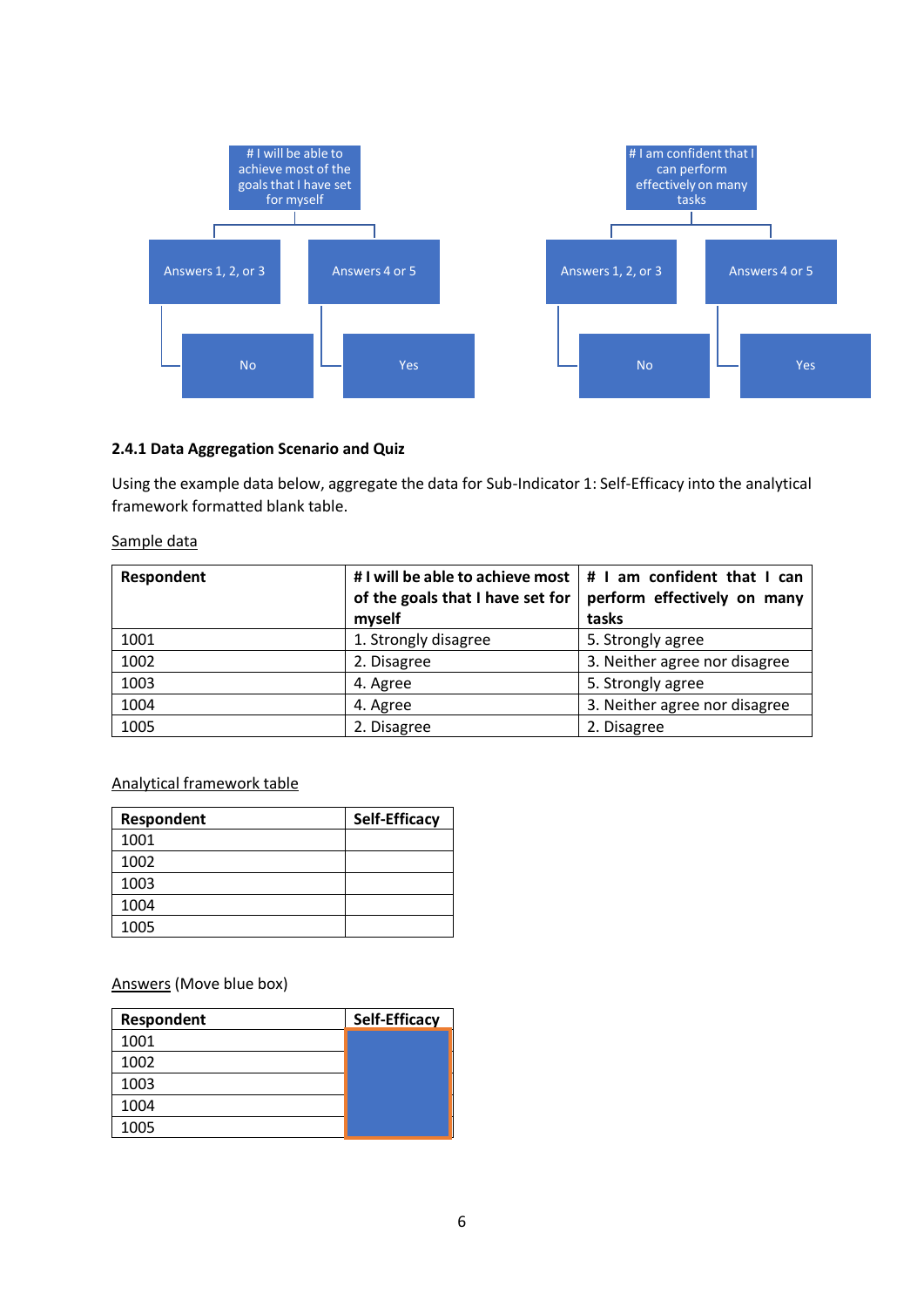# I will be able to achieve most of the goals that I have set for myself

- Answers 1, 2, or 3
  - No
- Answers 4 or 5
  - Yes

# I am confident that I can perform effectively on many tasks

- Answers 1, 2, or 3
  - No
- Answers 4 or 5
  - Yes

### 2.4.1 Data Aggregation Scenario and Quiz

Using the example data below, aggregate the data for Sub-Indicator 1: Self-Efficacy into the analytical framework formatted blank table.

Sample data

| Respondent | # I will be able to achieve most of the goals that I have set for myself | # I am confident that I can perform effectively on many tasks |
|---|---|---|
| 1001 | 1. Strongly disagree | 5. Strongly agree |
| 1002 | 2. Disagree | 3. Neither agree nor disagree |
| 1003 | 4. Agree | 5. Strongly agree |
| 1004 | 4. Agree | 3. Neither agree nor disagree |
| 1005 | 2. Disagree | 2. Disagree |

Analytical framework table

| Respondent | Self-Efficacy |
|---|---|
| 1001 | |
| 1002 | |
| 1003 | |
| 1004 | |
| 1005 | |

Answers (Move blue box)

| Respondent | Self-Efficacy |
|---|---|
| 1001 | |
| 1002 | |
| 1003 | |
| 1004 | |
| 1005 | |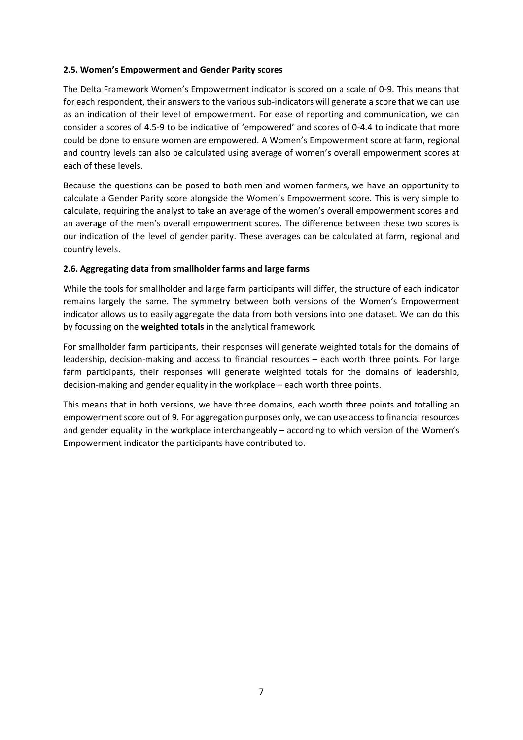### 2.5. Women's Empowerment and Gender Parity scores

The Delta Framework Women's Empowerment indicator is scored on a scale of 0-9. This means that for each respondent, their answers to the various sub-indicators will generate a score that we can use as an indication of their level of empowerment. For ease of reporting and communication, we can consider a scores of 4.5-9 to be indicative of 'empowered' and scores of 0-4.4 to indicate that more could be done to ensure women are empowered. A Women's Empowerment score at farm, regional and country levels can also be calculated using average of women's overall empowerment scores at each of these levels.

Because the questions can be posed to both men and women farmers, we have an opportunity to calculate a Gender Parity score alongside the Women's Empowerment score. This is very simple to calculate, requiring the analyst to take an average of the women's overall empowerment scores and an average of the men's overall empowerment scores. The difference between these two scores is our indication of the level of gender parity. These averages can be calculated at farm, regional and country levels.

### 2.6. Aggregating data from smallholder farms and large farms

While the tools for smallholder and large farm participants will differ, the structure of each indicator remains largely the same. The symmetry between both versions of the Women's Empowerment indicator allows us to easily aggregate the data from both versions into one dataset. We can do this by focussing on the **weighted totals** in the analytical framework.

For smallholder farm participants, their responses will generate weighted totals for the domains of leadership, decision-making and access to financial resources – each worth three points. For large farm participants, their responses will generate weighted totals for the domains of leadership, decision-making and gender equality in the workplace – each worth three points.

This means that in both versions, we have three domains, each worth three points and totalling an empowerment score out of 9. For aggregation purposes only, we can use access to financial resources and gender equality in the workplace interchangeably – according to which version of the Women's Empowerment indicator the participants have contributed to.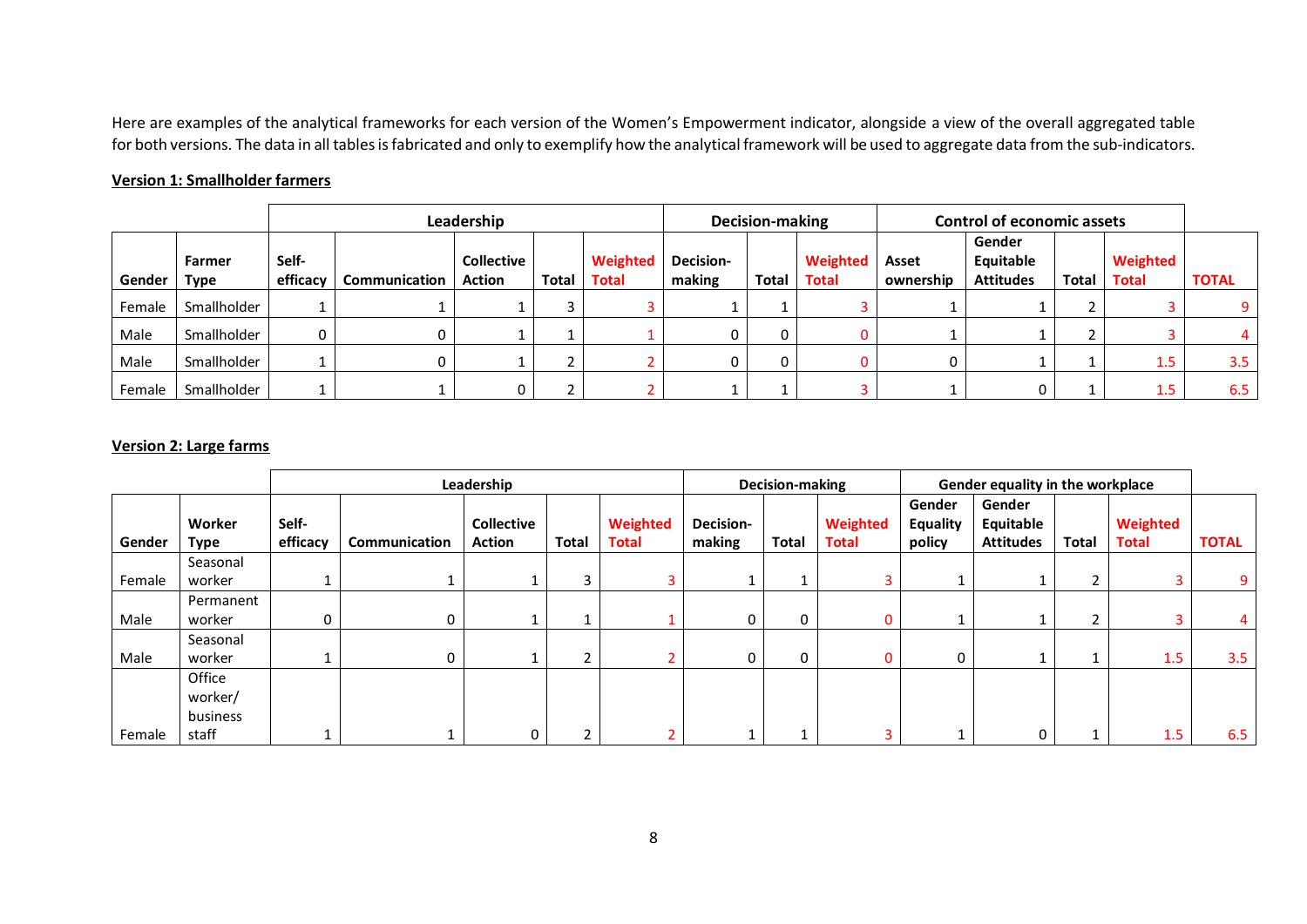Here are examples of the analytical frameworks for each version of the Women's Empowerment indicator, alongside a view of the overall aggregated table for both versions. The data in all tables is fabricated and only to exemplify how the analytical framework will be used to aggregate data from the sub-indicators.

**Version 1: Smallholder farmers**

| | | Leadership | | | | | Decision-making | | | Control of economic assets | | | | |
|---|---|---|---|---|---|---|---|---|---|---|---|---|---|---|
| **Gender** | **Farmer Type** | **Self-efficacy** | **Communication** | **Collective Action** | **Total** | **Weighted Total** | **Decision-making** | **Total** | **Weighted Total** | **Asset ownership** | **Gender Equitable Attitudes** | **Total** | **Weighted Total** | **TOTAL** |
| Female | Smallholder | 1 | 1 | 1 | 3 | 3 | 1 | 1 | 3 | 1 | 1 | 2 | 3 | 9 |
| Male | Smallholder | 0 | 0 | 1 | 1 | 1 | 0 | 0 | 0 | 1 | 1 | 2 | 3 | 4 |
| Male | Smallholder | 1 | 0 | 1 | 2 | 2 | 0 | 0 | 0 | 0 | 1 | 1 | 1.5 | 3.5 |
| Female | Smallholder | 1 | 1 | 0 | 2 | 2 | 1 | 1 | 3 | 1 | 0 | 1 | 1.5 | 6.5 |

**Version 2: Large farms**

| | | Leadership | | | | | Decision-making | | | Gender equality in the workplace | | | | |
|---|---|---|---|---|---|---|---|---|---|---|---|---|---|---|
| **Gender** | **Worker Type** | **Self-efficacy** | **Communication** | **Collective Action** | **Total** | **Weighted Total** | **Decision-making** | **Total** | **Weighted Total** | **Gender Equality policy** | **Gender Equitable Attitudes** | **Total** | **Weighted Total** | **TOTAL** |
| Female | Seasonal worker | 1 | 1 | 1 | 3 | 3 | 1 | 1 | 3 | 1 | 1 | 2 | 3 | 9 |
| Male | Permanent worker | 0 | 0 | 1 | 1 | 1 | 0 | 0 | 0 | 1 | 1 | 2 | 3 | 4 |
| Male | Seasonal worker | 1 | 0 | 1 | 2 | 2 | 0 | 0 | 0 | 0 | 1 | 1 | 1.5 | 3.5 |
| Female | Office worker/ business staff | 1 | 1 | 0 | 2 | 2 | 1 | 1 | 3 | 1 | 0 | 1 | 1.5 | 6.5 |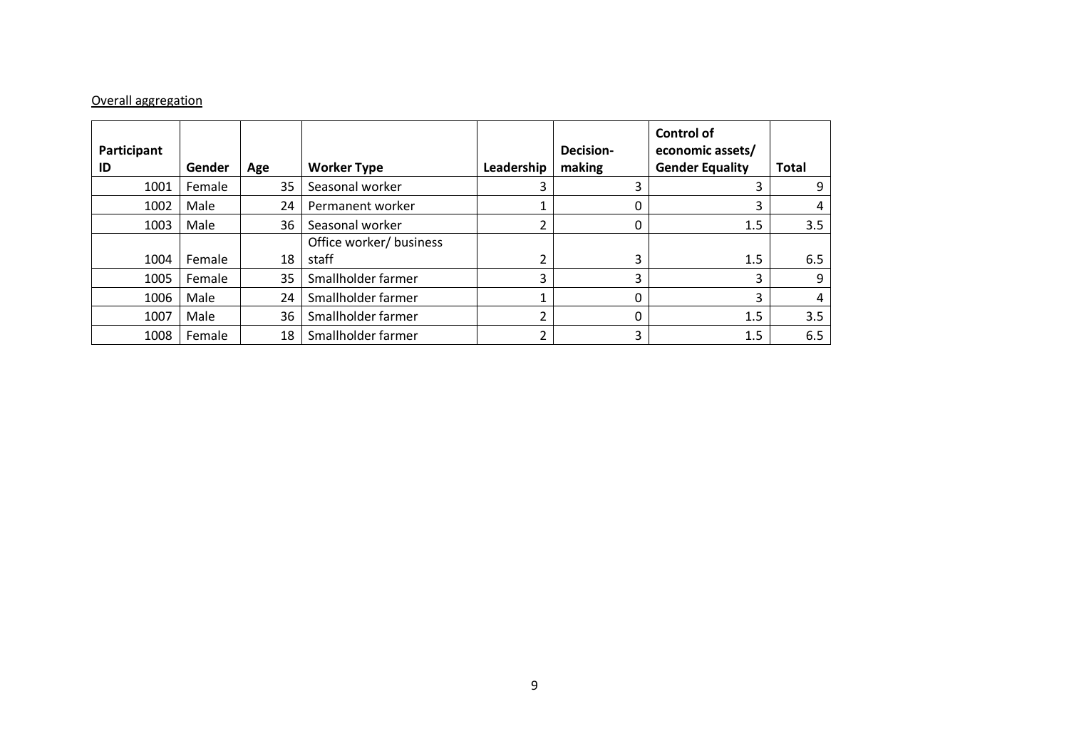Overall aggregation

| Participant ID | Gender | Age | Worker Type | Leadership | Decision-making | Control of economic assets/ Gender Equality | Total |
|---|---|---|---|---|---|---|---|
| 1001 | Female | 35 | Seasonal worker | 3 | 3 | 3 | 9 |
| 1002 | Male | 24 | Permanent worker | 1 | 0 | 3 | 4 |
| 1003 | Male | 36 | Seasonal worker | 2 | 0 | 1.5 | 3.5 |
| 1004 | Female | 18 | Office worker/ business staff | 2 | 3 | 1.5 | 6.5 |
| 1005 | Female | 35 | Smallholder farmer | 3 | 3 | 3 | 9 |
| 1006 | Male | 24 | Smallholder farmer | 1 | 0 | 3 | 4 |
| 1007 | Male | 36 | Smallholder farmer | 2 | 0 | 1.5 | 3.5 |
| 1008 | Female | 18 | Smallholder farmer | 2 | 3 | 1.5 | 6.5 |